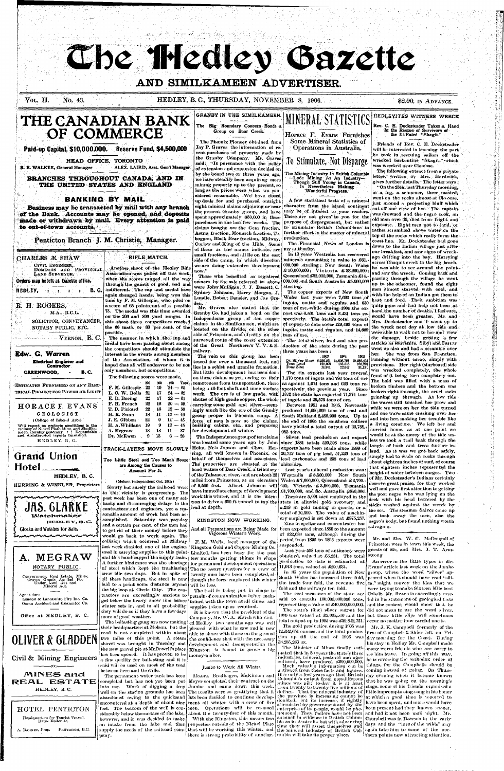# The Hedley Gazette

## AND SIMILKAMEEN ADVERTISER.

VOL. II. No. 43. HEDLEY, B.C., THURSDAY, NOVEMBER 8, 1906. $2.00, IN ADVANCE.

# THE CANADIAN BANK OF COMMERCE

**Paid-up Capital, $10,000,000. Reserve Fund, $4,500,000**

HEAD OFFICE, TORONTO

B. E. WALKER, General Manager — ALEX. LAIRD, Asst. Gen'l Manager

## BRANCHES THROUGHOUT CANADA, AND IN THE UNITED STATES AND ENGLAND

## BANKING BY MAIL

**Business may be transacted by mail with any branch of the Bank. Accounts may be opened, and deposits made or withdrawn by mail. Every attention is paid to out-of-town accounts.**

Penticton Branch J. M. Christie, Manager.

---

**CHARLES Æ. SHAW**

CIVIL ENGINEER, DOMINION AND PROVINCIAL LAND SURVEYOR.

Orders may be left at Gazette office.

HEDLEY, B.C.

---

**R. H. ROGERS,**

M.A., B.C.L.

SOLICITOR, CONVEYANCER, NOTARY PUBLIC, ETC.

VERNON, B.C.

---

**Edw. G. Warren**

Electrical Engineer and Contractor

GREENWOOD, B.C.

ESTIMATES FURNISHED ON ANY ELECTRICAL PROJECT FOR POWER OR LIGHT

---

**HORACE F. EVANS**

GEOLOGIST

(College of Liberal Arts)

Will report on geologic conditions in the vicinity of Nickel Plate Mine, and Similkameen country generally. : : Dependable and disinterested reports furnished.

HEDLEY, B.C.

---

**Grand Union Hotel**

HEDLEY, B.C.

HERRING & WINKLER, Proprietors

---

**JAS. CLARKE**

Watchmaker

HEDLEY, B.C.

Clocks and Watches for Sale.

---

**A. MEGRAW**

NOTARY PUBLIC

Conveyancer, Real Estate, Mines, Crown Grants Applied For Under Land Act and Mineral Act.

Agent for:
London & Lancashire Fire Ins. Co.
Ocean Accident and Guarantee Co.

Office at HEDLEY, B.C.

---

**OLIVER & GLADDEN**

Civil & Mining Engineers

MINES and REAL ESTATE

HEDLEY, B.C.

---

**HOTEL PENTICTON**

Headquarters for Tourist Travel. Rates Moderate.

A. BARNES, Prop. PENTICTON, B.C.

---

## RIFLE MATCH.

Another shoot of the Hedley Rifle Association was pulled off this week, when the scores ranged all the way through the gamut of good, bad and indifferent. The cup and medal have again changed hands, being won this time by F. M. Gillespie, who piled on a score of 65 points out of a possible 75. The medal was this time awarded on the 200 and 300 yard ranges. In this shoot three competitors reached the 60 mark or 80 per cent. of the possible.

The manner in which the cup and medal have been passing about among the competitors should stimulate the interest in the events among members of the Association, of whom it is hoped that all will endeavor to be not only members, but competitors.

The following scores were made.

| | 200 | 300 | 400 | Total |
|---|---|---|---|---|
| F. M. Gillespie | 22 | 19 | 24 — | 65 |
| L. C. W. Rolls | 21 | 17 | 24 — | 62 |
| E. D. Boeing | 22 | 17 | 22 — | 61 |
| F. H. French | 22 | 18 | 20 — | 59 |
| T. D. Pickard | 22 | 16 | 12 — | 50 |
| H. R. Swan | 18 | 11 | 17 — | 46 |
| J. E. Gibbon | 22 | 9 | 14 — | 45 |
| H. A. Whillans | 19 | 9 | 17 — | 45 |
| A. Megraw | 13 | 13 | 11 — | 37 |
| Dr. McEwen | 9 | 13 | 6 — | 28 |

## TRACK-LAYERS MOVE SLOWLY

**Too Little Steel and Too Much Booze are Among the Causes to Account For It.**

(Molson Independent Oct. 26th)

Slowly but surely the railroad work in this vicinity is progressing. The past week has been one of many setbacks and discouraging delays to the contractors and engineers, yet a reasonable amount of work has been accomplished. Saturday was pay-day and a certain per cent. of the men had to get rid of their money before they would go back to work again. The collision which occurred at Midway last week disabled one of the engines used in carrying supplies to this point and this handicapped the supply train. A further hindrance was the shortage of steel which kept the tracklaying crew idle two days. But in spite of all these handicaps, the steel is now laid to a point some distance beyond the big loop at Circle City. The contractors are exceedingly anxious to get below the heavy snow line before winter sets in, and in all probability they will do so if they have a few days more of good weather.

The ballasting gang are now making their headquarters at Molson, but the road is not completed within about two miles of this point. A steam shovel was brought in Tuesday and the new gravel pit at McDowell's place has been opened. It has proven to be a fine quality for ballasting and it is said will be used on most of the road between here and Oroville.

The permanent water tank has been completed but has not yet been put into use. Work of digging a deep well on the station grounds has been abandoned owing to the quicksand encountered at a depth of about nine feet. The bottom of the well is considerably below the surface of the lake, however, and it was decided to make an intake from the lake and thus supply the needs of the railroad company.

## GRANBY IN THE SIMILKAMEEN.

**The Big Boundary Concern Bonds a Group on Bear Creek.**

The Phoenix Pioneer obtained from Jay P. Graves the information of recent purchases of property made by the Granby Company. Mr. Graves said: "In pursuance with the policy of extension and expansion decided on by the board two or three years ago, we have steadily been acquiring more mining property up to the present, so long as the prices were what we considered reasonable. We have closed up deals for and purchased outright eight mineral claims adjoining or near the present Granby group, and have spent approximately $50,000 in these purchases in the last few weeks. The claims bought are the Gem fraction, Aetna fraction, Monarch fraction, Toboggan, Black Bear fraction, Midway, Curlew and King of the Hills. Some of these as the names indicate, are small fractions, and all lie on the east side of the camp, in which direction we are doing extensive development now."

Those who benefited as registered owners by the sale referred to above were John Mulligan, J. J. Bassett, C. Sydney Johnson, Harry Morgan, J. Lundie, Robert Densler, and Jas Gregden.

Mr. Graves also stated that the Granby Co. had taken a bond on the Independence group of ten copper claims in the Similkameen, which are located on the divide, on the other side of Princeton, and directly on the surveyed route of the coast extension of the Great Northern's V. V. & E. railway.

The vein on this group has been traced for over a thousand feet, and lies in a schist and granite formation. But little development has been done on these claims as yet, owing to their remoteness from transportation, there being a 40-foot shaft and some surface work. The ore is of low grade, with chutes of high grade copper, the whole carrying some gold and silver—seemingly much like the ore of the Granby group proper in Phoenix camp. A force of men is now at the claims, building cabins, etc., and preparing for development all winter.

The Independence group of ten claims was located some years ago by John Holm, Nels Jonson and Chas. Herring, all well known in Phoenix, on behalf of themselves and associates. The properties are situated at the head waters of Bear Creek, a tributary of the Tulameen river, and are about 25 miles from Princeton, at an elevation of 5,500 feet. Albert Johnson will have immediate charge of development work this winter, and it is the intention to drive a 600 ft tunnel to tap the lead at depth.

## KINGSTON NOW WORKING.

**And all Preparations are Being Made for Vigorous Winter's Work.**

F. M. Wells, local manager of the Kingston Gold and Copper Mining Co. Limited, has been busy for the past few months getting things in shape for permanent development operations. The necessary quarters for a crew of twenty men have been completed, although the force employed this winter will be less.

The trail is being put in shape to permit of communication being maintained with the town at all times and supplies taken up as required.

It is known that the president of the Company, Mr. W. A. Marsh who visited Hedley two months ago was well pleased with what he saw and is now able to share with those on the ground the confidence that with the necessary development and transportation the Kingston is bound to prove a big money-maker.

### Jumbo to Work All Winter.

Messrs. Brodhagen, McKinnon and Meyer completed their contract on the Jumbo and came down this week. The results were so gratifying that it has been decided to continue development all winter with a crew of five men. Operations will be resumed about the twenty-first of this month.

With the Kingston, this means two properties outside of the Nickel Plate that will be working this winter, and there is strong probability of another.

# MINERAL STATISTICS

**Horace F. Evans Furnishes Some Mineral Statistics of Operations in Australia.**

## To Stimulate, Not Disparage

**The Mining Industry in British Columbia —Lode Mining As An Industry—Though Still Young in Canada, Is Nevertheless Making Wonderful Progress.**

A few statistical facts of a mineral character from the island continent may be of interest to your readers. These are not given to you for the purpose of disparagement, but rather to stimulate British Columbians to further effort in the matter of mineral production.

The Financial News of London is my authority.

In 10 years Westralia has recovered minerals amounting in value to £61,000,000 sterling; New South Wales £50,000,000; Victoria £33,000,000; Queensland £32,000,000, Tasmania £14,000,000 and South Australia £6,000,000 sterling.

The copper exports of New South Wales last year were 7,692 tons of ingots; matte and regulus and 630 tons of ore, while during 1904 the export was 6.501 tons and 2.431 tons respectively. The state's total exports of copper to date cover 129,490 tons of ingots, matte and regulus, and 14,669 tons of ore.

The total silver, lead and zinc production of the state during the past three years has been:

| | 1903 | 1904 | 1905 |
|---|---|---|---|
| Oz. Silver (fine) | 8,236,591 | 15,406,124 | 10,288,491 |
| Tons Lead | 121,909 | 165,535 | 169,232 |
| Tons Zinc | 14,861 | 22,667 | 31,191 |

The tin exports last year covered 1,170 tons of ingots and 786 tons of ore as against 1,074 tons and 626 tons respectively the previous year. Since 1872 the state has exported 71,374 tons of ingots and 20,575 tons of ore.

Between 1901 and 1905, Newcastle produced 14,000,000 tons of coal and South Maitland 2,480,000 tons. Up to the end of 1905 the southern colliers have yielded a total output of 28,788,983 tons.

Silver lead production and export since 1881 totals 520,398 tons. while exports have been made since 1889 of 20,712 tons of pig lead, 51,220 tons of lead carbonates and 208 tons of lead chlorides.

Last year's mineral production was: Westralia £8,500,000. New South Wales £7,000,000, Queensland £3,700,000, Victoria £3,500,000, Tasmania £1,700,000, and So. Australia £650,000.

There are 5,091 men employed in the state in alluvial gold recovery and 5,218 in gold mining in quartz, or a total of 10,309. The value of machinery employed is set down at £875,257.

Zinc in spelter and concentrates has been exported since 1889 to the amount of 232,683 tons, although during the period from 1893 to 1898 exports were suspended.

Last year 588 tons of antimony were obtained, valued at £5,221. The total production to date is estimated at 11,003 tons, valued at £200,654.

In 35 years the population of New South Wales has increased three fold, the lands four fold, the revenue five fold and the railways ten fold.

The coal measures of the state are said to contain 100,000,000,000 tons, representing a value of £40,000,000,000.

The state's (fine) silver output for 1906 was valued at £2,065,510 and the total output up to 1905 was £39,842,751.

The gold production during 1905 was 12,232,651 ounces and the total production up till the end of 1905 was 58,285,283 oz.

The Minister of Mines finally estimated that in 50 years the state's three industries, mineral, pastoral and agricultural, have produced £900,000,000.

Much valuable information can be gathered from these facts and figures. It is only a few years ago that British Columbia's output from metalliferous mines was nil; to-day it is at least from twenty to twenty-five millions of dollars. That the mineral industry of the province is increasing cannot be doubted, but its increase, if rightly stimulated by government and by the enterprise of its people, would be phenomenal. These factors have not been as much in evidence in British Columbia as in Australia but with advancing time they will assert themselves and the mineral industry of British Columbia will take its proper place.

## HEDLEYITES WITNESS WRECK

**Rev. C. E. Dockstader Takes a Hand In the Rescue of Survivors of the Ill-Fated "Skagit."**

Friends of Rev. C. E. Dockstader will be interested in learning the part he took in rescuing sailors off the wrecked barkentine "Skagit," which was wrecked near Clo-oose.

The following extract from a private letter, written by Mrs. Hardwick, gives further details. The letter says:

"On the 25th, last Thursday morning, in a fog, a schooner, three masted, went on the rocks almost at Clo-oose, just around a projecting bluff which cut off our view of her. The captain was drowned and the negro cook, an old man over 60, died from fright and exposure. Eight men got to land, or rather scrambled above water on the top of the rocks which really form the coast line. Mr. Dockstader had gone down to the Indian village just after our breakfast, and saw signs of wreckage drifting into the bay. Hurrying across Chaquit creek to the big beach, he was able to see around the point and saw the wreck. Coming back and passing through the village he went up to the schooner, found the eight men almost starved with cold, and with the help of an Indian got them to heat and food. Their ambition was quite gone and had help not been at hand the number of deaths, I feel sure, would have been greater. Mr. and Mrs. Dockstader and I went up to the wreck next day at low tide and were able to walk out to her and view the damage, beside getting a few articles as souvenirs. Sibyl and Farrer went up also and had a scramble over her. She was from San Francisco, running without cargo, simply with provisions. Her right (starboard) side was wrecked completely, the whole front of it being torn completely out. The hold was filled with a mass of broken timbers and the bottom was broken right through, the cruel rocks grinning up through. At low tide the waves still touched her prow and while we were on her the tide turned and one wave came crashing over her and into her, making her tremble like a living creature. We left her and hurried home, as at one point we would be at the mercy of the tide unless we took a trail back through the tangle of bush and trees further inland. As it was we got back safely, simply had to wade on rocks through about eighteen inches of surf, of course that eighteen inches represented the height of water between surges. Two of Mr. Dockstader's Indians certainly deserve great praise, for they worked well and gave first attention to getting the poor negro who was lying on the deck with his head battered by the sticks washed against the wreck by the sea. The steamer Salvor came up and took away the men, also the negro's body, but found nothing worth salvaging.

---

Mr. and Mrs. W. C. McDougall of Princeton were in town this week, the guests of Mr. and Mrs. J. T. Armstrong.

An error in the little types in Mr. Evans' article last week on the Jumbo group, where the word "silver" appeared when it should have read "silica," might convey the idea that we were trying to make Sixteen Mile beat Cobalt. Mr. Evans is exceedingly careful in his statement of geological facts and the context would show that he did not mean to use the word silver, but these little slips will sometimes occur no matter how careful one is.

Mr. J. K. Campbell formerly of the firm of Campbell & Shier left on Friday morning for the Coast. During his stay in Hedley Mr. Campbell made many warm friends who are sorry to see him leave. In going off this way, he is reversing the orthodox order of things, for the Campbells should be coming instead of going. On Thursday evening when it became known that he was going on the morning's stage, some of his friends organized a little impromptu sing-song in his honor at which a good time is reported to have been spent, and more would have been present had they known sooner, and had it not been mail night. Mr. Campbell was in Dawson in the early days and the "lure of the wilds" may again take him to some of the northern points now attracting attention.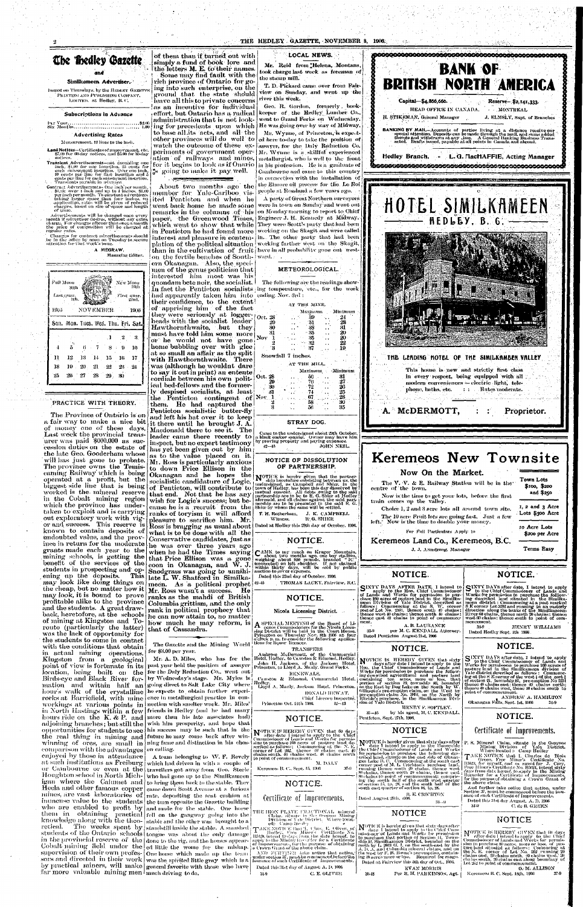# The Hedley Gazette

## and Similkameen Advertiser.

Issued on Thursdays, by the HEDLEY GAZETTE PRINTING AND PUBLISHING COMPANY, LIMITED. at Hedley, B. C.

### Subscriptions in Advance

Per Year ... $2.00
Six Months ... 1.00

### Advertising Rates

Measurement, 12 lines to the inch.

**Land Notices**—Certificates of improvement, etc. $7.00 for 60-day notices, and $5.00 for 30-day notices.

**Transient Advertisements**—not exceeding one inch, $1.00 for one insertion, 25 cents for each subsequent insertion. Over one inch, 10 cents per line for first insertion and 5 cents per line for each subsequent insertion. Transients payable in advance.

Contract Advertisements—One inch per month, $1.25; over 1 inch and up to 4 inches, $1.00 per inch per month. To constant advertisers taking larger space than four inches, on application, rates will be given of reduced charges, based on size of space and length of time.

Advertisements will be changed once every month if advertiser desires, without any extra charge. For changes oftener than once a month the price of composition will be charged at regular rates.

Changes for contract advertisements should be in the office by noon on Tuesday to secure attention for that week's issue.

A. MEGRAW, Managing Editor.

| Full Moon 30th | | | | | | New Moon 16th |
|---|---|---|---|---|---|---|
| Last quar. 8th | | | | | | First quar. 23rd |
| 1906 | | | NOVEMBER | | | 1906 |
| Sun. | Mon. | Tues. | Wed. | Thu. | Fri. | Sat. |
| | | | | 1 | 2 | 3 |
| 4 | 5 | 6 | 7 | 8 | 9 | 10 |
| 11 | 12 | 13 | 14 | 15 | 16 | 17 |
| 18 | 19 | 20 | 21 | 22 | 23 | 24 |
| 25 | 26 | 27 | 28 | 29 | 30 | |

## PRACTICE WITH THEORY.

The Province of Ontario is on a fair way to make a nice bit of money one of these days. Last week the provincial treasurer was paid $600,000 as succession duties on the estate of the late Geo. Gooderham whose will has just gone to probate. The province owns the Temiscaming Railway which is being operated at a profit, but the biggest side line that is being worked is the mineral reserve in the Cobalt mining region which the province has undertaken to exploit and is carrying out exploratory work with vigor and success. This reserve is known to contain deposits of undoubted value, and the province in return for the moderate grants made each year to the mining schools, is getting the benefit of the services of the students in prospecting and opening up the deposits. This may look like doing things on the cheap, but no matter how it may look, it is bound to prove profitable alike to the province and the students. A great drawback, heretofore, at the schools of mining at Kingston and Toronto (particularly the latter) was the lack of opportunity for the students to come in contact with the conditions that obtain in actual mining operations. Kingston from a geological point of view is fortunate in its location, being built on the Birds-eye and Black River formation and within half an hour's walk of the crystalline rocks at Barriefield, with mine workings at various points in in North Hastings within a few hours ride on the K. & P. and adjoining branches; but still the opportunities for students to see the real thing in mining and winning of ores, are small in comparison with the advantages enjoyed by those in attendance at such institutions as Freiburg or Camborne or even at the Houghton school in North Michigan where the Calumet and Hecla and other famous copper mines, are vast laboratories of immense value to the students who are enabled to profit by them in obtaining practical knowledge along with the theoretical. The weeks spent by students of the Ontario schools in the provincial reserve of the Cobalt mining field under the supervision of their own professors and directed in their work by practical miners, will make far more valuable mining men of them than if turned out with simply a fund of book lore and the letters M. E. to their names.

Some may find fault with the rich province of Ontario for going into such enterprise, on the ground that the state should leave all this to private concerns as an incentive for individual effort, but Ontario has a radical administration that is not looking for precedents upon which to base all its acts, and all the other provinces will do well to watch the outcome of these experiments of government operation of railways and mines, for it begins to look as if Ontario is going to make it pay well.

About two months ago the member for Yale-Cariboo visited Penticton and when he went back home he made some remarks in the columns of his paper, the Greenwood Times, which went to show that while in Penticton he had found more interest and pleasure in contemplation of the political situation than in the cultivation of fruit on the fertile benches of Southern Okanagan. Also, the specimen of the genus politician that interested him most was his quondam bete noir, the socialist. In fact the Penticton socialists had apparently taken him into their confidence, to the extent of apprising him of the fact they were seriously at loggerheads with the socialist leader Hawthornthwaite, but they must have told him some more or he would not have gone home bubbling over with glee at so small an affair as the split with Hawthornthwaite. There was (although he wouldnt dare to say it out in print) an entente cordiale between his own political bed-fellows and the formerly despised socialists, at least the Penticton contingent of them. He had captured the Penticton socialist butter-fly and left his hat over it to keep it there until he brought J. A. Macdonald there to see it. The leader came there recently to inspect, but no expert testimony has yet been given out by him as to the value placed on it. Mr. Ross is particularly anxious to down Price Ellison in the Okanagan and he hopes the socialistic candidature of Logie, of Penticton, will contribute to that end. Not that he has any wish for Logie's success; but because he is a recruit from the ranks of toryism it will afford pleasure to sacrifice him. Mr. Ross is bragging as usual about what is to be done with all the Conservative candidates, just as he was over three years ago when he had the Times saying that Price Ellison was a gone coon in Okanagan, and W. J. Snodgrass was going to annihilate L. W. Shatford in Similkameen. As a political prophet Mr. Ross wasn't a success. He ranks as the mahdi of British Columbia grittism, and the only rank in political prophecy that he can now attain to, no matter how much he may reform, is that of Cassandra.

The Gazette and the Mining World for $3.00 per year.

Mr. A. D. Myles, who has for the past year held the position of assayer for the Daly Reduction Co., went out by Wednesday's stage. Mr. Myles is going direct to Salt Lake City where he expects to obtain further experience in metallurgical practice in connection with smelter work. Mr. Myles' friends in Hedley (and he had many more than his late associates had) wish him prosperity, and hope that his success may be such that in the future he may come back after winning fame and distinction in his chosen calling.

A team belonging to W. F. Revely which had driven in with a couple of travellers got away from Geo. Steele who had gone up to the Similkameen to bring them back to the stable. They came down Scott Avenue at a furious rate, depositing the seat cushion at the turn opposite the Gazette building and made for the stable. One horse fell on the gangway going into the stable and the other was brought to a standstill inside the stable. A smashed tongue was about the only damage done to the rig, and the horses appeared little the worse for the mishap. One horse which made up the team was the spirited little gray which is a general favorite with those who have much driving to do.

## LOCAL NEWS.

Mr. Reid from Helena, Montana, took charge last week as foreman of the stamp mill.

T. D. Pickard came over from Fairview on Sunday, and went up the river this week.

Geo. R. Gordon, formerly book-keeper of the Hedley Lumber Co., went to Grand Forks on Wednesday. He was going over by way of Midway.

Mr. Wynne, of Princeton, is expected here to-day to take the position of assayer, for the Daly Reduction Co. Mr. Wynne is a skilful experienced metallurgist, who is well to the front in his profession. He is a graduate of Camborne and came to this country in connection with the installation of the Elmore oil process for the Le Roi people at Rossland a few years ago.

A party of Great Northern surveyors were in town on Sunday and went out on Monday morning to report to Chief Engineer J. H. Kennedy at Midway. They were Scott's party that had been working on the Skagit and were called in. The other party that had been working further west on the Skagit, have in all probability gone out westward.

## METEOROLOGICAL.

The following are the readings showing temperature, etc., for the week ending Nov. 3rd:

AT THE MINE.

| | | Maximum | Minimum |
|---|---|---|---|
| Oct. | 28 | 30 | 24 |
| | 29 | 31 | 28 |
| | 30 | 33 | 31 |
| | 31 | 35 | 20 |
| Nov | 1 | 35 | 20 |
| | 2 | 32 | 22 |
| | 3 | 37 | 19 |

Snowfall 7 inches.

AT THE MILL.

| | | Maximum | Minimum |
|---|---|---|---|
| Oct. | 28 | 50 | 31 |
| | 29 | 70 | 27 |
| | 30 | 72 | 26 |
| | 31 | 74 | 25 |
| Nov. | 1 | 67 | 28 |
| | 2 | 58 | 30 |
| | 3 | 56 | 35 |

## STRAY DOG.

Came to the undersigned about 28th October, a black cocker spaniel. Owner may have him by proving property and paying expenses.

42-43 JOHN NEIL.

## NOTICE OF DISSOLUTION OF PARTNERSHIP.

NOTICE is hereby given that the partnership heretofore subsisting between us, the undersigned, as Campbell and Shier, in the town of Hedley, has been this day dissolved by mutual consent. All debts owing to the said partnership are to be paid to R. G. Shier at Hedley aforesaid, and all claims against the said partnership are to be presented to the said R. G. Shier by whom the same will be settled.

T. H. Rotherham, Witness. J. K. CAMPBELL, R. G. SHIER

Dated at Hedley this 29th day of October, 1906.

## NOTICE.

CAME to my ranch on Kruger Mountain, about two months ago, one bay stallion, weighing about 900 pounds, branded "IC" (connected) on left shoulder. If not claimed within thirty days, will be sold by public auction to cover expenses.

Dated this 22nd day of October, 1906.

42-45 THOMAS LACEY, Fairview, B.C.

## NOTICE.

### Nicola Licensing District.

A SPECIAL MEETING of the Board of License Commissioners for the Nicola Licensing District will be held in the Court House, Princeton on Thursday Nov. 8th 1906 at four o'clock p. m. to consider the following applications for liquor licenses:

TRANSFERS

Ambrose McDermott, of the Commercial Hotel, Hedley, to Cawston & Edmond, Hedley. John H. Jackson, of the Jackson Hotel, Princeton, to Lloyd A. Manly, Grand Forks.

RENEWALS.

Cawston & Edmond, Commercial Hotel, Hedley.
Lloyd A. Manly, Jackson Hotel, Princeton.

HUGH HUNTER, Chief License Inspector.

Princeton Oct. 24th 1906. 42-43

## NOTICE.

NOTICE IS HEREBY GIVEN that 60 days after date I intend to apply to the Chief Commissioner of Lands and Works for permission to purchase 80 acres of pasture land described as follows: Commencing at the N. E. corner of Lot 262; thence 40 chains east, 20 chains north, 40 chains west, 20 chains south to point of commencement.

M. DALY

Keremeos B. C. Sept. 15, 1906. 37-9

## NOTICE.

### Certificate of Improvements.

THE IRON PLATE FRACTIONAL mineral Claim, situate in the Osoyoos Mining Division of Yale District. Where located: Camp Hedley.

TAKE NOTICE that I, Chas. de Oliver, of Hedley, Free Miner's Certificate No. B5948, intend 60 days from the date hereof, to apply to the Mining Recorder for a Certificate of Improvements, for the purpose of obtaining a Crown Grant of the above claim.

AND FURTHER take notice that action, under section 37, must be commenced before the issuance of such Certificate of Improvements.

Dated this 31st day of August A. D. 1906.

34-9 C. E. OLIVER

# BANK OF BRITISH NORTH AMERICA

Capital—$4,866,666. Reserve—$2,141,333.

HEAD OFFICE IN CANADA, MONTREAL

H. STIKEMAN, General Manager J. ELMSLY, Supt. of Branches

BANKING BY MAIL—Accounts of parties living at a distance receive our special attention. Deposits can be made through the mail, and sums added thereto and withdrawn at any time. A General Banking Business Transacted. Drafts issued, payable at all points in Canada and abroad.

Hedley Branch, - L. G. MacHAFFIE, Acting Manager

# HOTEL SIMILKAMEEN HEDLEY, B. C.

THE LEADING HOTEL OF THE SIMILKAMEEN VALLEY

This house is new and strictly first class in every respect, being equipped with all modern conveniences — electric light, telephone, baths, etc. : : Rates moderate.

A. McDERMOTT, : : Proprietor.

# Keremeos New Townsite

## Now On the Market.

The V.-V. & E. Railway Station will be in the centre of the town.

Now is the time to get your lots, before the first train comes up the valley.

Choice 1, 2 and 3 acre lots all around town site.

The 10 acre Fruit lots are going fast. Just a few left. Now is the time to double your money.

For Full Particulars Apply to

Keremeos Land Co., Keremeos, B.C.

J. J. Armstrong, Manager

Town Lots $100, $200 and $250

1, 2 and 3 Acre Lots $300 Acre

10 Acre Lots $200 per Acre

Terms Easy

## NOTICE.

SIXTY DAYS AFTER DATE, I intend to apply to the Hon. Chief Commissioner of Lands and Works for permission to purchase 160 acres of pasture land in the Similkameen Division of Yale District, described as follows: Commencing at the S. W. corner post of Lot No. 2351, thence south 40 chains; thence west 40 chains; thence north 40 chains; thence east 40 chains to point of commencement.

A. B. LAURANCE per M. C. KENDALL, Attorney.

35-9

Dated Penticton August 21st, 1906

## NOTICE.

NOTICE IS HEREBY GIVEN that sixty days after date I intend to apply to the Hon. the Chief Commissioner of Lands and Works for permission to purchase the following described agricultural and pasture land containing ten acres, more or less, that portion of section 29, township 86, bounded on the East by Dog Lake on the South by W. Gillespie's pre-emption claim, on the West by pre-emption claim No. 2896, on the North by Ritchie's purchase, in the Similkameen Division of Yale District.

HENRY F. SOFTLEY, by his agent, M. C. KENDALL.

35-9

Penticton, Sept. 27th, 1906.

## NOTICE.

NOTICE is hereby given that sixty days after date I intend to apply to the Honorable the Chief Commissioner of Lands and Works for leave to purchase the following described land, situate on the east side of Okanagan Lake (L. 6), Commencing at the south east corner post of H. L. Crichton's purchase land, running thence south 20 chains, thence west 80 chains, thence north 20 chains, thence east 80 chains to point of commencement; comprising the south half of the south west quarter of section 13, tp. 23, and the south half of the south east quarter of section 14, tp. 23.

B. E. CRICHTON

Dated August 28th, 1906. 31-9

## NOTICE.

NOTICE is hereby given that sixty days after date I intend to apply to the Chief Commissioner of Lands and Works for permission to purchase that portion of Section 11, Township 51, Similkameen District, bounded on the south by L. 2632 G. 1, on the south-east by the A. D. A. and Columbia mineral claims, and on the east by L. 6; B. Bissell pre-emption containing 10 acres more or less. Required for range.

Dated at Fairview this 5th day of Oct., 1906.

EVAN MORRIS

38-48 Per R. H. PARKINSON, Agt.

## NOTICE.

SIXTY DAYS after date, I intend to apply to the Chief Commissioner of Lands and Works for permission to purchase the following described land, situated in the Similkameen district: Commencing at a post marked S E corner Lot 2592 and running in an easterly direction along the banks of the Similkameen River 40 chains; thence north 20 chains; thence west 40 chains; thence south to point of commencement.

34-9 HENRY WILLIAMS

Dated Hedley Sept. 4th 1906

## NOTICE.

SIXTY DAYS after date, I intend to apply to the Chief Commissioner of Lands and Works for permission to purchase 160 acres of pasture land in the Similkameen division of Yale district, described as follows: Commencing at the S E corner of the west half of the east half of section 31, township 85, pre-emption No. 2251 thence 40 chains east; thence 40 chains north; thence 40 chains west, thence 40 chains south to point of commencement.

ANDREW A. HAMILTON

Okanagan Falls, Sept. 1st, 1906 34-9

## NOTICE.

### Certificate of Improvements.

P. S. Mineral Claim, situate in the Osoyoos Mining Division of Yale District. Where located: Camp Hedley.

TAKE NOTICE that I, Charles de Blois Green, Free Miner's Certificate No. 15925, for myself, and as agent for J. Coey, Free Miner's Certificate No. 87122, intend sixty days from the date hereof, to apply to the Mining Recorder for a Certificate of Improvements, for the purpose of obtaining a Crown Grant of the above claim.

And further take notice that action, under section 37, must be commenced before the issuance of such Certificate of Improvements.

Dated this 31st day of August, A. D. 1906.

34-9 C. de B. GREEN

## NOTICE

NOTICE IS HEREBY GIVEN that 60 days after date I intend to apply to the Chief Commissioner of Lands and Works for permission to purchase 80 acres of pasture land situated as follows: Commencing at the N. E. corner of Lot No. 262 running 20 chains east, 20 chains south, 40 chains west, 20 chains north, 20 chains east along boundary of Lot 262 to point of commencement.

D. McALLISON

Keremeos B.C. Sept. 15th, 1906 37-9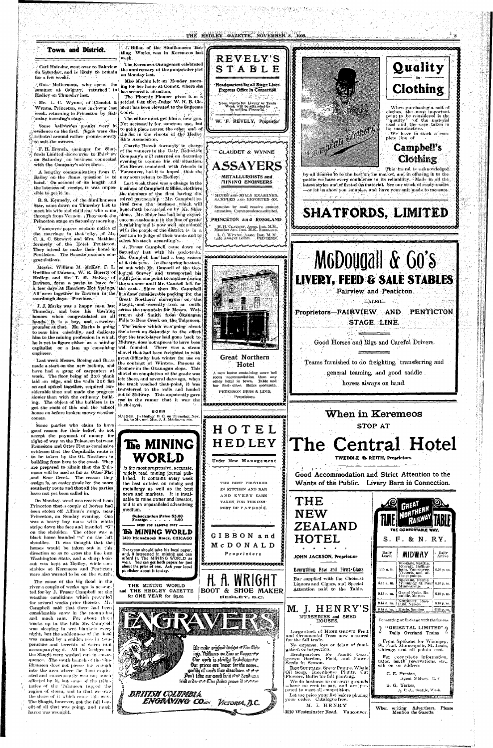## Town and District.

Carl Hairsine went over to Fairview on Saturday, and is likely to remain for a few weeks.

Gus. McDermott, who spent the summer at Calgary, returned to Hedley on Thursday last.

Mr. L. C. Wynne, of Claudet & Wynne, Princeton, was in town last week, returning to Princeton by Saturday morning's stage.

Some hallowe'en pranks were in evidence on the first. Signs were distributed around rather promiscuously to suit the owners.

F. H. French, manager for Shatfords Limited drove over to Fairview on Saturday on business connected with the Company's store there.

A lengthy communication from F. Bailey on the flume question is to hand. On account of its length and the lateness of receipt, it was impossible to get it in.

B. S. Kennedy, of the Similkameen Star, came down on Thursday last to meet his wife and children, who came through from Vernon. They took the Princeton stage on Saturday morning.

Vancouver papers contain notice of the marriage in that city, of Mr. C. A. C. Stewart and Mrs. Mathias, formerly of the Hotel Penticton. They intend to make their home in Penticton. The Gazette extends congratulations.

Messrs. William M. McKay, F. L. Gwillim of Dawson, W. E. Burritt of Hedley, and Mr. T. M. McKay of Dawson, form a party to leave for a few days at Harrison Hot Springs. All were together in Dawson in the sourdough days.—Province.

J. J. Marks was a happy man last Thursday, and bore his blushing honors when congratulated on all hands. It is a boy, and a twelve-pounder at that. Mr. Marks is going to rear him carefully, and dedicate him to the mining profession in which he is yet to figure either as a mining capitalist or a jam up consulting engineer.

Last week Messrs. Boeing and Bross made a start on the new lock-up, and have had a gang of carpenters at work. The floor being of 2x6 plank laid on edge, and the walls 2x6 flat on and spiked together, required considerable time and made the progress slower than with the ordinary building. The object of the builders is to get the roofs of this and the school house on before broken snowy weather comes.

Some parties who claim to have good reason for their belief, do not accept the payment of money for right of way on the Tulameen between Princeton and Otter Flat as conclusive evidence that the Coquihalla route is to be taken by the Gt. Northern in building from here to the coast. They are prepared to admit that the Tulameen will be used as far as Otter Flat and Bear Creek. The reason they assign is, an easier grade by the more southerly route and that all the parties have not yet been called in.

On Monday, word was received from Princeton that a couple of horses had been stolen off Allison's range, near Princeton, on Sunday evening. One was a heavy bay mare with white stripe down the face and branded "G" on the shoulder. The other was a black horse branded "s" on the left shoulder. It was thought that the horses would be taken out in this direction so as to cross the line into Washington State, and a sharp lookout was kept at Hedley, while constables at Keremeos and Penticton were also warned to be on the watch.

The cause of the big flood in the river a couple of weeks ago is accounted for by J. Fraser Campbell on the weather conditions which prevailed for several weeks prior thereto. Mr. Campbell said that there had been considerable snow in the mountains and much rain. For about three weeks up in the hills Mr. Campbell was sleeping in wet blankets every night, but the suddenness of the flood was caused by a sudden rise in temperature and torrents of warm rain accompanying it. All the bridges on the Skagit were washed out in consequence. The south branch of the Similkameen does not pierce far enough into the area where the flood originated and consequently was not much affected by it, but some of the tributaries of the Tulameen tapped the region of storm, and to that we owe the share of it which came this way. The Skagit, however, got the full benefit of all that was going, and much havoc was wrought.

J. Gillan of the Similkameen Bottling Works was in Keremeos last week.

The Keremeos Orangemen celebrated the anniversary of the gunpowder plot on Monday last.

Miss Machin left on Monday morning for her home at Comox, where she has secured a situation.

The Phoenix Pioneer gives it as a settled fact that Judge W. H. B. Clement has been elevated to the Supreme Court.

The editor must get him a new gun. Not necessarily for sanctum use, but to get a place nearer the other end of the list in the shoots of the Hedley Rifle Association.

Charlie Brown formerly in charge of the vanners in the Daly Reduction Company's mill returned on Saturday evening to resume his old situation. Mrs Brown remained with friends in Vancouver, but it is hoped that she may soon return to Hedley.

Last week there was a change in the business of Campbell & Shier, clothiers the members of the firm having dissolved partnership. Mr. Campbell retired from the business which will henceforth be carried on by Mr. Shier alone. Mr. Shier has had long experience as a salesman in the line of gents' furnishing and is now well acquainted with the people of the district, is in a position to judge of their wants and to select his stock accordingly.

J. Fraser Campbell came down on Saturday last with his pack-train. Mr. Campbell has had a busy season of it this year. In the spring he started out with Mr. Camsell of the Geological Survey and transported his outfit from one point to another during the summer until Mr. Camsell left for the east. Since then Mr. Campbell has done considerable packing for the Great Northern surveyors on the Skagit, and recently took an outfit across the mountain for Messrs. Waterman and Smith from Okanagan Falls to Bear Creek on the Tulameen.

The rumor which was going about the street on Saturday to the effect that the track-layer had gone back to Midway, does not appear to have been well founded. There was a steam shovel that had been freighted in with great difficulty last winter for use on the contract of Winters, Parsons & Boomer on the Okanagan slope. This shovel on completion of the grade was left there, and several days ago, when the track reached that point, it was transferred to the rails and hauled out to Midway. This apparently gave rise to the rumor that it was the track-layer.

### BORN

MARKS.—In Hedley, B. C. on Thursday, Nov. 1st, to Mr. and Mrs. J. J. Marks—a son.

---

# REVELY'S STABLE

**Headquarters for all Stage Lines**
**Express Office in Connection**

Your wants for Livery or Team Work will be attended to by calling Phone 11.

**W. F. REVELY, Proprietor**

---

# CLAUDET & WYNNE
# ASSAYERS
**METALLURGISTS and MINING ENGINEERS**

MINES AND MILLS EXAMINED, SAMPLED AND REPORTED ON.

Samples by mail receive prompt attention. Correspondence solicited.

**PRINCETON and ROSSLAND**

H. H. CLAUDET, Assoc. Inst. M.M., Member Am. Inst. M.E. ROSSLAND.
L. C. WYNNE, Assoc. Inst. M. M., Late Assayer LeRoi. PRINCETON.

---

# Great Northern Hotel

A new house containing more bed room accommodation than any other hotel in town. Table and bar first-class. Rates moderate.

PETERSON BROS & LIND, Proprietors.

---

# HOTEL HEDLEY

**Under New Management**

THE BEST PROVIDED IN KITCHEN AND BAR AND EVERY CARE TAKEN FOR THE COMFORT OF PATRONS.

**GIBBON and McDONALD**
Proprietors

---

# The MINING WORLD

Is the most progressive, accurate, widely read mining journal published. It contains every week the best articles on mining and metallurgy as well as the best news and markets. It is invaluable to mine owner and investor, and is an unparalleled advertising medium.

Subscription Price $3.00
Foreign . . . . . 5.00

— SEND FOR SAMPLE COPY —

**The MINING WORLD**
1420 Monadnock Block, CHICAGO

Everyone should take his local paper, and, if interested in mining and can afford it, The MINING WORLD as well. You can get both papers for just about the price of one. Ask your local publisher about it to-day.

THE MINING WORLD and THE HEDLEY GAZETTE for ONE YEAR for $3.00.

---

# H. A. WRIGHT
**BOOT & SHOE MAKER**
HEDLEY, B.C.

---

# ENGRAVERS

We make original designs, Zinc Etchings, Halftones on Zinc or Copper. Our work is strictly first-class. Our prices are lower for the same quality of work than elsewhere. Don't take our word for it but send us a trial order. The plates prove it.

**BRITISH COLUMBIA ENGRAVING CO. VICTORIA, B.C.**

---

# Quality in Clothing

When purchasing a suit of clothes, the most important point to be considered is the "quality" of the material used and the care taken in its manufacture.

We have in stock a complete line of

## Campbell's Clothing

This brand is acknowledged by all dealers to be the best on the market, and in offering it to the public we have every confidence in its reliability. Made in all the latest styles and of first-class material. See our stock of ready-mades —or let us show you samples, and have your suit made to measure.

# SHATFORDS, LIMITED

---

# McDougall & Co's
## LIVERY, FEED & SALE STABLES

**Fairview and Penticton**

—ALSO—

**Proprietors—FAIRVIEW AND PENTICTON STAGE LINE.**

Good Horses and Rigs and Careful Drivers.

Teams furnished to do freighting, transferring and general teaming, and good saddle horses always on hand.

---

## When in Keremeos
STOP AT

# The Central Hotel
**TWEDDLE & REITH, Proprietors.**

Good Accommodation and Strict Attention to the Wants of the Public. Livery Barn in Connection.

---

# THE NEW ZEALAND HOTEL

**JOHN JACKSON, Proprietor**

Everything New and First-Class

Bar supplied with the Choicest Liquors and Cigars, and Special Attention paid to the Table.

---

# M. J. HENRY'S
## NURSERIES and SEED HOUSES.

Large stock of HOME GROWN Fruit and Ornamental Trees now matured for the fall trade.

No expense, loss or delay of fumigation or inspection.

Headquarters for Pacific Coast grown Garden, Field, and Flower Seeds in Season.

BEE SUPPLIES, Spray Pumps, Whale Oil Soap, Greenhouse Plants, Cut Flowers, Bulbs for fall planting.

We do business on our own grounds —have no rent to pay, and are prepared to meet all competition.

Let me price your list before placing your order. Catalogue free.

M. J. HENRY
3010 Westminster Road, Vancouver.

---

# GREAT NORTHERN RAILWAY TIME TABLE
THE COMFORTABLE WAY.

**S. F. & N. RY.**

| Daily Leave | MIDWAY | Daily Arrive |
|---|---|---|
| 9.15 a. m. | Spokane, Seattle, Everett, Bellingham, Vancouver, Victoria and all Coast points. | 6.10 p. m. |
| 9.15 a. m. | Spokane, Fernie, Winnipeg, St. Paul, Minneapolis | 6.10 p. m. |
| 9.15 a. m. | Grand Forks, Republic, Marcus | 6.10 p. m. |
| 9.15 a. m. | Northport, Rossland, Nelson | 6.10 p. m. |
| 9.15 a. m. | Kaslo, Sandon | 6.10 p. m. |

Connecting at Spokane with the famous

**2 "ORIENTAL LIMITED" 2**
**Daily Overland Trains**

From Spokane for Winnipeg, St. Paul, Minneapolis, St. Louis, Chicago and all points east.

For complete information, rates, berth reservations, etc., call on or address

C. E. Preston,
Agent, Midway, B. C.

S. G. Yerkes,
A. P. A., Seattle, Wash.

---

When writing Advertisers, Please Mention the Gazette.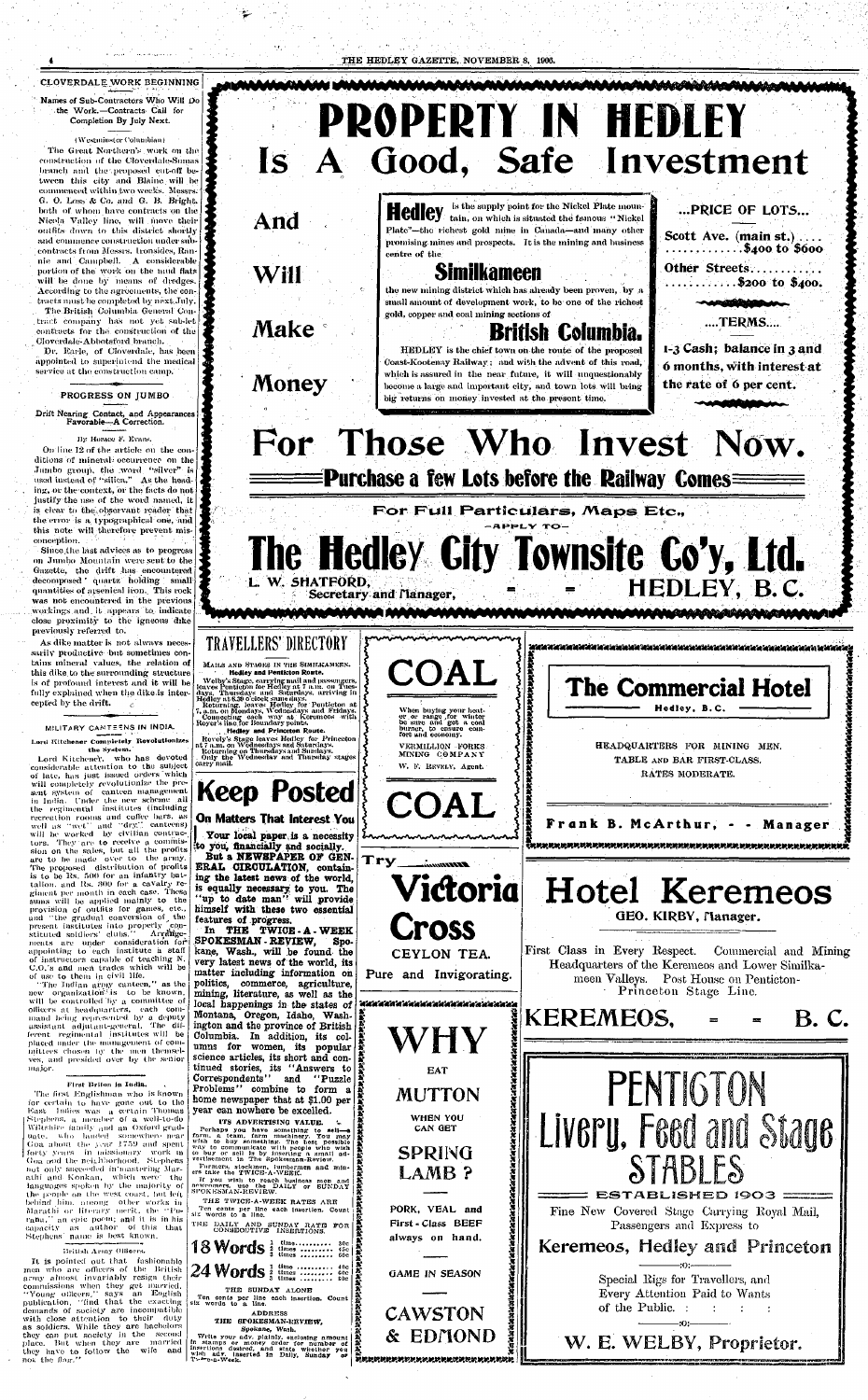## CLOVERDALE WORK BEGINNING

### Names of Sub-Contractors Who Will Do the Work.—Contracts Call for Completion By July Next.

(Westminster Columbian)

The Great Northern's work on the construction of the Cloverdale-Sumas branch and the proposed cut-off between this city and Blaine will be commenced within two weeks. Messrs. G. O. Loss & Co. and G. B. Bright, both of whom have contracts on the Nicola Valley line, will move their outfits down to this district shortly and commence construction under sub-contracts from Messrs. Ironsides, Rannie and Campbell. A considerable portion of the work on the mud flats will be done by means of dredges. According to the agreements, the contracts must be completed by next July.

The British Columbia General Contract company has not yet sub-let contracts for the construction of the Cloverdale-Abbotsford branch.

Dr. Earle, of Cloverdale, has been appointed to superintend the medical service at the construction camp.

## PROGRESS ON JUMBO

### Drift Nearing Contact, and Appearances Favorable—A Correction.

By Horace F. Evans.

On line 12 of the article on the conditions of mineral occurrence on the Jumbo group, the word "silver" is used instead of "silica." As the heading, or the context, or the facts do not justify the use of the word named, it is clear to the observant reader that the error is a typographical one, and this note will therefore prevent misconception.

Since the last advices as to progress on Jumbo Mountain were sent to the Gazette, the drift has encountered decomposed quartz holding small quantities of arsenical iron. This rock was not encountered in the previous workings and it appears to indicate close proximity to the igneous dike previously referred to.

As dike matter is not always necessarily productive but sometimes contains mineral values, the relation of this dike to the surrounding structure is of profound interest and it will be fully explained when the dike is intercepted by the drift.

## MILITARY CANTEENS IN INDIA.

### Lord Kitchener Completely Revolutionizes the System.

Lord Kitchener, who has devoted considerable attention to the subject of late, has just issued orders which will completely revolutionize the present system of canteen management in India. Under the new scheme all the regimental institutes (including recreation rooms and coffee bars, as well as "wet" and "dry" canteens) will be worked by civilian contractors. They are to receive a commission on the sales, but all the profits are to be made over to the army. The proposed distribution of profits is to be Rs. 500 for an infantry battalion, and Rs. 300 for a cavalry regiment per month in each case. These sums will be applied mainly to the provision of outfits for games, etc., and "the gradual conversion of the present institutes into properly constituted soldiers' clubs." Arrangements are under consideration for appointing to each institute a staff of instructors capable of teaching N. C.O.'s and men trades which will be of use to them in civil life.

"The Indian army canteen," as the new organization is to be known, will be controlled by a committee of officers at headquarters, each command being represented by a deputy assistant adjutant-general. The different regimental institutes will be placed under the management of committees chosen by the men themselves, and presided over by the senior major.

### First Briton in India.

The first Englishman who is known for certain to have gone out to the East Indies was a certain Thomas Stephens, a member of a well-to-do Wiltshire family and an Oxford graduate, who landed somewhere near Goa about the year 1579 and spent forty years in missionary work in Goa and the neighborhood. Stephens not only succeeded in mastering Marathi and Konkan, which were the languages spoken by the majority of the people on the west coast, but left behind him, among other works in Marathi or literary merit, the "Purana," an epic poem; and it is in his capacity as an author of this that Stephens' name is best known.

### British Army Officers.

It is pointed out that fashionable men who are officers of the British army almost invariably resign their commissions when they get married. "Young officers," says an English publication, "find that the exacting demands of society are incompatible with close attention to their duty as soldiers. While they are bachelors they can put society in the second place. But when they are married they have to follow the wife and not the flag."

---

# PROPERTY IN HEDLEY

# Is A Good, Safe Investment

**And Will Make Money**

**Hedley** is the supply point for the Nickel Plate mountain, on which is situated the famous "Nickel Plate"—the richest gold mine in Canada—and many other promising mines and prospects. It is the mining and business centre of the

**Similkameen**

the new mining district which has already been proven, by a small amount of development work, to be one of the richest gold, copper and coal mining sections of

**British Columbia.**

HEDLEY is the chief town on the route of the proposed Coast-Kootenay Railway; and with the advent of this road, which is assured in the near future, it will unquestionably become a large and important city, and town lots will bring big returns on money invested at the present time.

**...PRICE OF LOTS...**

Scott Ave. (main st.).... ..............$400 to $600

Other Streets.............. ..............$200 to $400.

**....TERMS....**

1-3 Cash; balance in 3 and 6 months, with interest at the rate of 6 per cent.

## For Those Who Invest Now.

**Purchase a few Lots before the Railway Comes**

For Full Particulars, Maps Etc.,

—APPLY TO—

# The Hedley City Townsite Co'y, Ltd.

L. W. SHATFORD, Secretary and Manager, HEDLEY, B. C.

---

## TRAVELLERS' DIRECTORY

MAILS AND STAGES IN THE SIMILKAMEEN.

**Hedley and Penticton Route.**

Welby's Stage, carrying mail and passengers, leaves Penticton for Hedley at 7 a.m. on Tuesdays, Thursdays and Saturdays, arriving in Hedley at 5.30 o'clock same days.

Returning leaves Hedley for Penticton at 7, a.m. on Mondays, Wednesdays and Fridays. Connecting each way at Keremeos with Royer's line for Boundary points.

**Hedley and Princeton Route.**

Revely's Stage leaves Hedley for Princeton at 7 a.m. on Wednesdays and Saturdays. Returning on Thursdays and Sundays. Only the Wednesday and Thursday stages carry mail.

---

# Keep Posted

## On Matters That Interest You

Your local paper is a necessity to you, financially and socially.

But a NEWSPAPER OF GENERAL CIRCULATION, containing the latest news of the world, is equally necessary to you. The "up to date man" will provide himself with these two essential features of progress.

In THE TWICE-A-WEEK SPOKESMAN-REVIEW, Spokane, Wash., will be found the very latest news of the world, its matter including information on politics, commerce, agriculture, mining, literature, as well as the local happenings in the states of Montana, Oregon, Idaho, Washington and the province of British Columbia. In addition, its columns for women, its popular science articles, its short and continued stories, its "Answers to Correspondents" and "Puzzle Problems" combine to form a home newspaper that at $1.00 per year can nowhere be excelled.

**ITS ADVERTISING VALUE.**

Perhaps you have something to sell—a farm, a team, farm machinery. You may wish to buy something. The best possible way to communicate with people who wish to buy or sell is by inserting a small advertisement in The Spokesman-Review.

Farmers, stockmen, lumbermen and miners take the TWICE-A-WEEK.

If you wish to reach business men and newsmen, use the DAILY or SUNDAY SPOKESMAN-REVIEW.

THE TWICE-A-WEEK RATES ARE

Ten cents per line each insertion. Count six words to a line.

THE DAILY AND SUNDAY RATE FOR CONSECUTIVE INSERTIONS.

**18 Words** 1 time.......... 30c; 2 times.......... 45c; 3 times.......... 60c

**24 Words** 1 time.......... 40c; 2 times.......... 60c; 3 times.......... 80c

THE SUNDAY ALONE

Ten cents per line each insertion. Count six words to a line.

ADDRESS

THE SPOKESMAN-REVIEW,

Spokane, Wash.

Write your adv. plainly, enclosing amount in stamps or money order for number of insertions desired, and state whether you wish adv. inserted in Daily, Sunday or Twice-a-Week.

---

# COAL

When buying your heater or range for winter be sure and get a coal burner, to ensure comfort and economy.

VERMILLION FORKS MINING COMPANY

W. F. REVELY, Agent.

# COAL

---

Try

# Victoria Cross

CEYLON TEA.

Pure and Invigorating.

---

# WHY

EAT

**MUTTON**

WHEN YOU CAN GET

**SPRING LAMB ?**

PORK, VEAL and First-Class BEEF always on hand.

GAME IN SEASON

**CAWSTON & EDMOND**

---

# The Commercial Hotel

Hedley, B.C.

HEADQUARTERS FOR MINING MEN.

TABLE AND BAR FIRST-CLASS.

RATES MODERATE.

**Frank B. McArthur, - - Manager**

---

# Hotel Keremeos

GEO. KIRBY, Manager.

First Class in Every Respect. Commercial and Mining Headquarters of the Keremeos and Lower Similkameen Valleys. Post House on Penticton-Princeton Stage Line.

**KEREMEOS, - - B. C.**

---

# PENTICTON Livery, Feed and Stage STABLES

ESTABLISHED 1903

Fine New Covered Stage Carrying Royal Mail, Passengers and Express to

**Keremeos, Hedley and Princeton**

Special Rigs for Travellers, and Every Attention Paid to Wants of the Public.

**W. E. WELBY, Proprietor.**